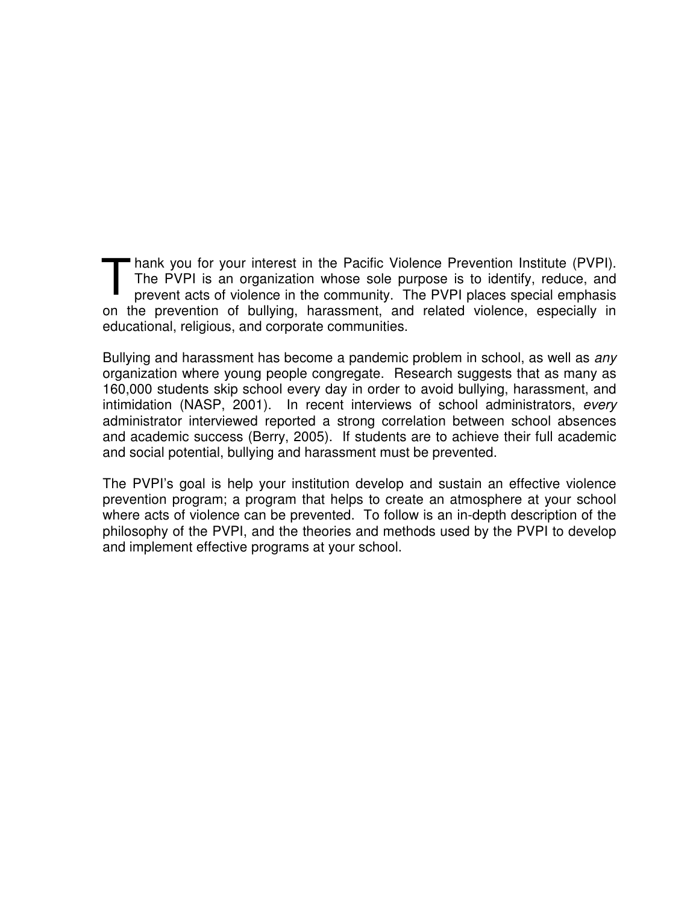Thank you for your interest in the Pacific Violence Prevention Institute (PVPI). The PVPI is an organization whose sole purpose is to identify, reduce, and prevent acts of violence in the community. The PVPI places special emphasis on the prevention of bullying, harassment, and related violence, especially in educational, religious, and corporate communities.

Bullying and harassment has become a pandemic problem in school, as well as *any* organization where young people congregate. Research suggests that as many as 160,000 students skip school every day in order to avoid bullying, harassment, and intimidation (NASP, 2001). In recent interviews of school administrators, *every* administrator interviewed reported a strong correlation between school absences and academic success (Berry, 2005). If students are to achieve their full academic and social potential, bullying and harassment must be prevented.

The PVPI's goal is help your institution develop and sustain an effective violence prevention program; a program that helps to create an atmosphere at your school where acts of violence can be prevented. To follow is an in-depth description of the philosophy of the PVPI, and the theories and methods used by the PVPI to develop and implement effective programs at your school.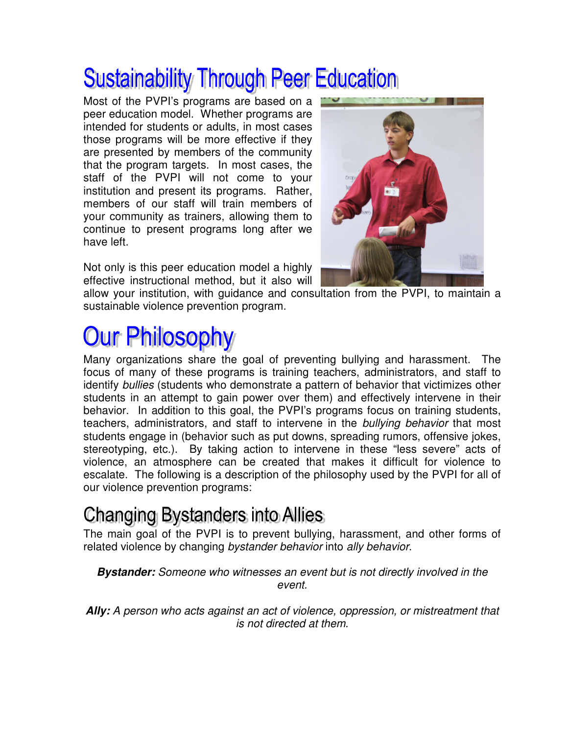# Sustainability Through Peer Education

Most of the PVPI's programs are based on a peer education model. Whether programs are intended for students or adults, in most cases those programs will be more effective if they are presented by members of the community that the program targets. In most cases, the staff of the PVPI will not come to your institution and present its programs. Rather, members of our staff will train members of your community as trainers, allowing them to continue to present programs long after we have left.

Not only is this peer education model a highly effective instructional method, but it also will allow your institution, with guidance and consultation from the PVPI, to maintain a sustainable violence prevention program.

# Our Philosophy

Many organizations share the goal of preventing bullying and harassment. The focus of many of these programs is training teachers, administrators, and staff to identify *bullies* (students who demonstrate a pattern of behavior that victimizes other students in an attempt to gain power over them) and effectively intervene in their behavior. In addition to this goal, the PVPI's programs focus on training students, teachers, administrators, and staff to intervene in the *bullying behavior* that most students engage in (behavior such as put downs, spreading rumors, offensive jokes, stereotyping, etc.). By taking action to intervene in these "less severe" acts of violence, an atmosphere can be created that makes it difficult for violence to escalate. The following is a description of the philosophy used by the PVPI for all of our violence prevention programs:

## Changing Bystanders into Allies

The main goal of the PVPI is to prevent bullying, harassment, and other forms of related violence by changing *bystander behavior* into *ally behavior*.

***Bystander:*** *Someone who witnesses an event but is not directly involved in the event.*

***Ally:*** *A person who acts against an act of violence, oppression, or mistreatment that is not directed at them.*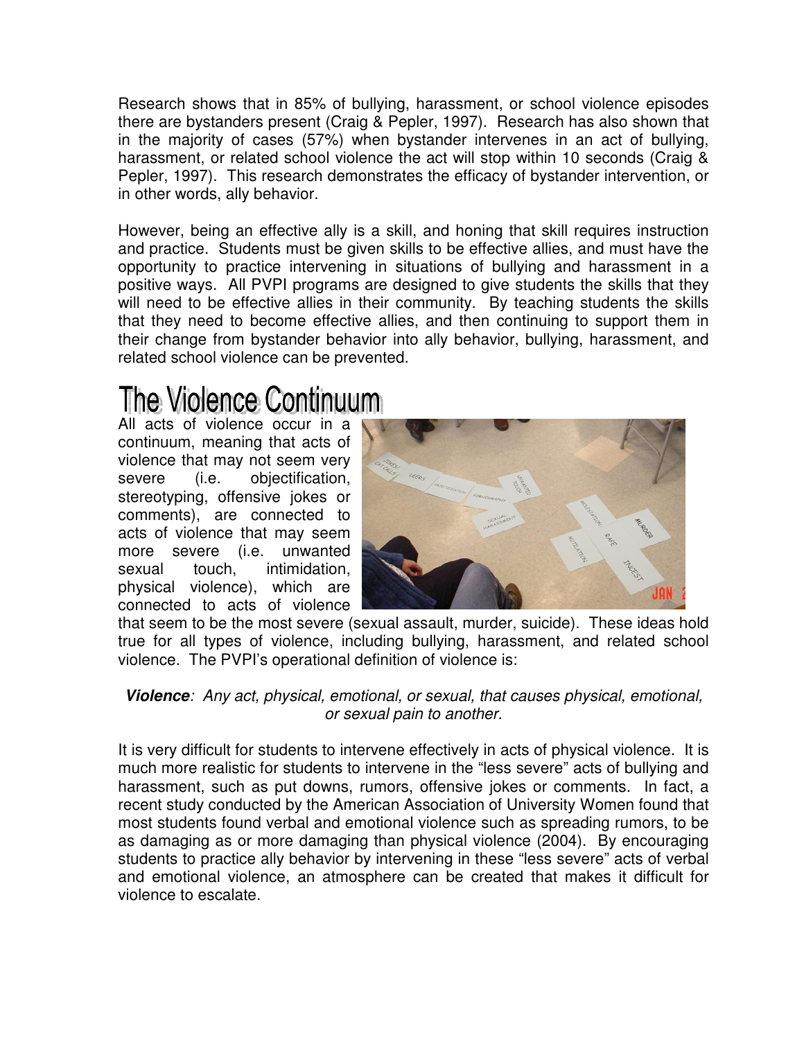Research shows that in 85% of bullying, harassment, or school violence episodes there are bystanders present (Craig & Pepler, 1997). Research has also shown that in the majority of cases (57%) when bystander intervenes in an act of bullying, harassment, or related school violence the act will stop within 10 seconds (Craig & Pepler, 1997). This research demonstrates the efficacy of bystander intervention, or in other words, ally behavior.

However, being an effective ally is a skill, and honing that skill requires instruction and practice. Students must be given skills to be effective allies, and must have the opportunity to practice intervening in situations of bullying and harassment in a positive ways. All PVPI programs are designed to give students the skills that they will need to be effective allies in their community. By teaching students the skills that they need to become effective allies, and then continuing to support them in their change from bystander behavior into ally behavior, bullying, harassment, and related school violence can be prevented.

# The Violence Continuum

All acts of violence occur in a continuum, meaning that acts of violence that may not seem very severe (i.e. objectification, stereotyping, offensive jokes or comments), are connected to acts of violence that may seem more severe (i.e. unwanted sexual touch, intimidation, physical violence), which are connected to acts of violence that seem to be the most severe (sexual assault, murder, suicide). These ideas hold true for all types of violence, including bullying, harassment, and related school violence. The PVPI's operational definition of violence is:

***Violence**: Any act, physical, emotional, or sexual, that causes physical, emotional, or sexual pain to another.*

It is very difficult for students to intervene effectively in acts of physical violence. It is much more realistic for students to intervene in the "less severe" acts of bullying and harassment, such as put downs, rumors, offensive jokes or comments. In fact, a recent study conducted by the American Association of University Women found that most students found verbal and emotional violence such as spreading rumors, to be as damaging as or more damaging than physical violence (2004). By encouraging students to practice ally behavior by intervening in these "less severe" acts of verbal and emotional violence, an atmosphere can be created that makes it difficult for violence to escalate.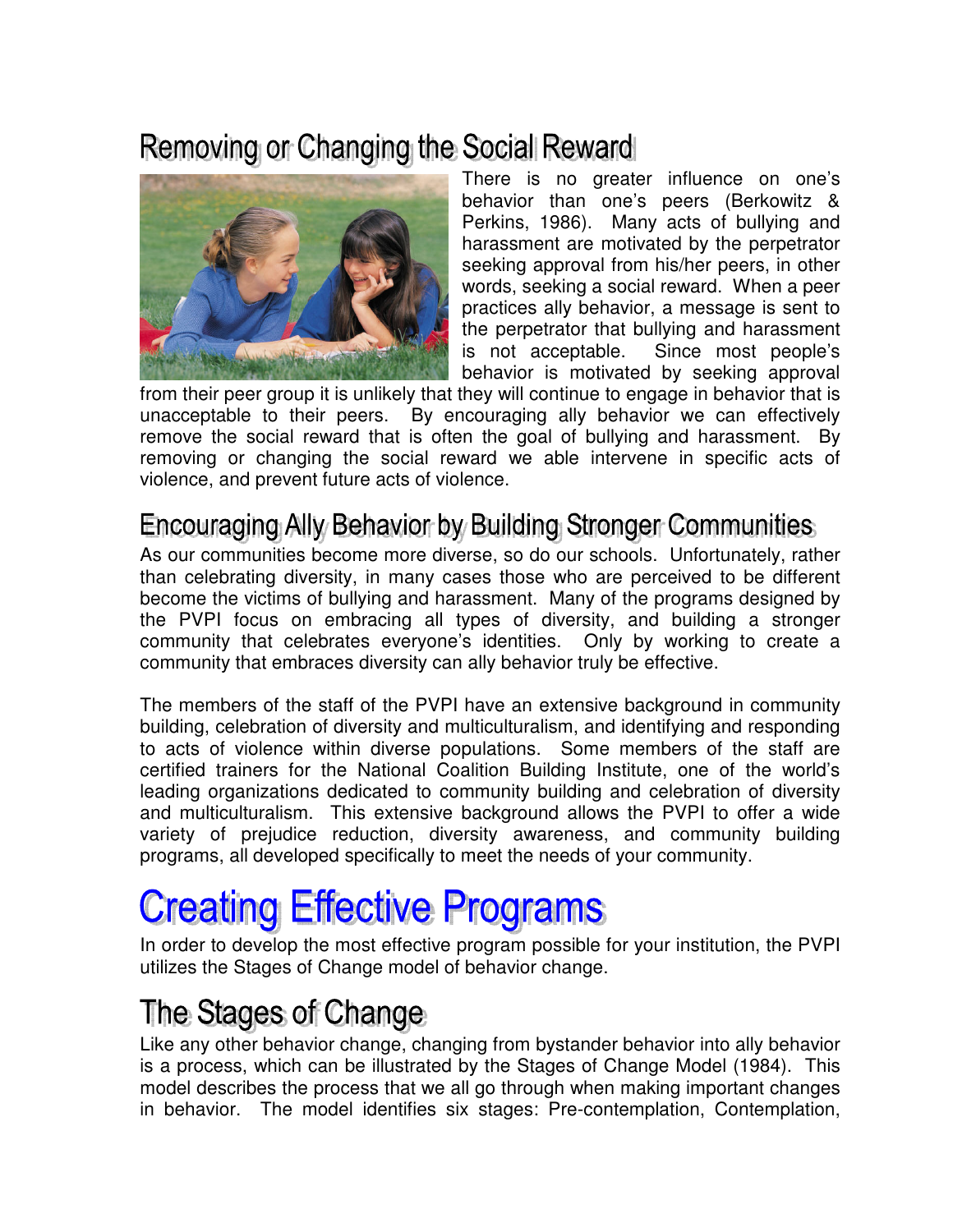## Removing or Changing the Social Reward

There is no greater influence on one's behavior than one's peers (Berkowitz & Perkins, 1986). Many acts of bullying and harassment are motivated by the perpetrator seeking approval from his/her peers, in other words, seeking a social reward. When a peer practices ally behavior, a message is sent to the perpetrator that bullying and harassment is not acceptable. Since most people's behavior is motivated by seeking approval from their peer group it is unlikely that they will continue to engage in behavior that is unacceptable to their peers. By encouraging ally behavior we can effectively remove the social reward that is often the goal of bullying and harassment. By removing or changing the social reward we able intervene in specific acts of violence, and prevent future acts of violence.

## Encouraging Ally Behavior by Building Stronger Communities

As our communities become more diverse, so do our schools. Unfortunately, rather than celebrating diversity, in many cases those who are perceived to be different become the victims of bullying and harassment. Many of the programs designed by the PVPI focus on embracing all types of diversity, and building a stronger community that celebrates everyone's identities. Only by working to create a community that embraces diversity can ally behavior truly be effective.

The members of the staff of the PVPI have an extensive background in community building, celebration of diversity and multiculturalism, and identifying and responding to acts of violence within diverse populations. Some members of the staff are certified trainers for the National Coalition Building Institute, one of the world's leading organizations dedicated to community building and celebration of diversity and multiculturalism. This extensive background allows the PVPI to offer a wide variety of prejudice reduction, diversity awareness, and community building programs, all developed specifically to meet the needs of your community.

# Creating Effective Programs

In order to develop the most effective program possible for your institution, the PVPI utilizes the Stages of Change model of behavior change.

## The Stages of Change

Like any other behavior change, changing from bystander behavior into ally behavior is a process, which can be illustrated by the Stages of Change Model (1984). This model describes the process that we all go through when making important changes in behavior. The model identifies six stages: Pre-contemplation, Contemplation,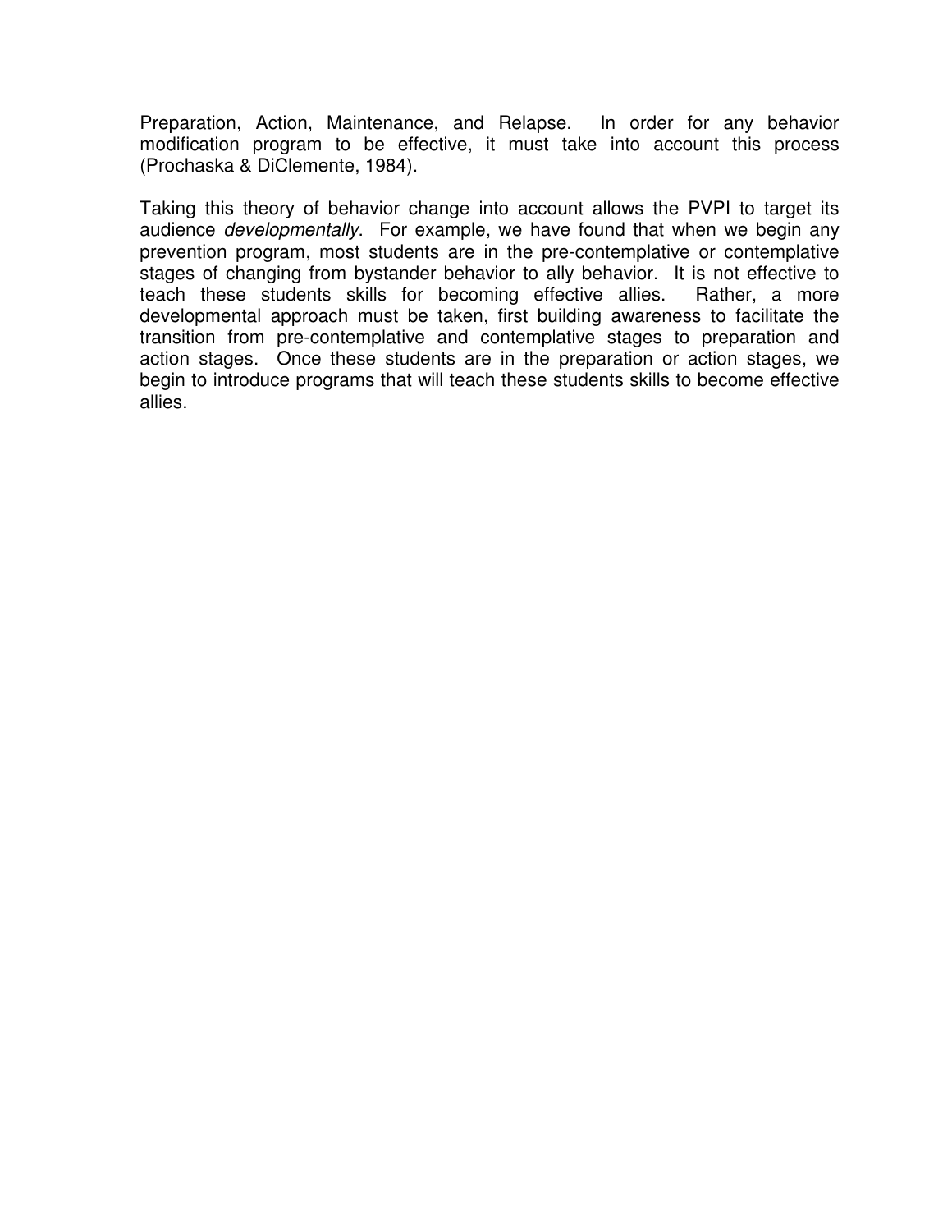Preparation, Action, Maintenance, and Relapse. In order for any behavior modification program to be effective, it must take into account this process (Prochaska & DiClemente, 1984).

Taking this theory of behavior change into account allows the PVPI to target its audience *developmentally*. For example, we have found that when we begin any prevention program, most students are in the pre-contemplative or contemplative stages of changing from bystander behavior to ally behavior. It is not effective to teach these students skills for becoming effective allies. Rather, a more developmental approach must be taken, first building awareness to facilitate the transition from pre-contemplative and contemplative stages to preparation and action stages. Once these students are in the preparation or action stages, we begin to introduce programs that will teach these students skills to become effective allies.